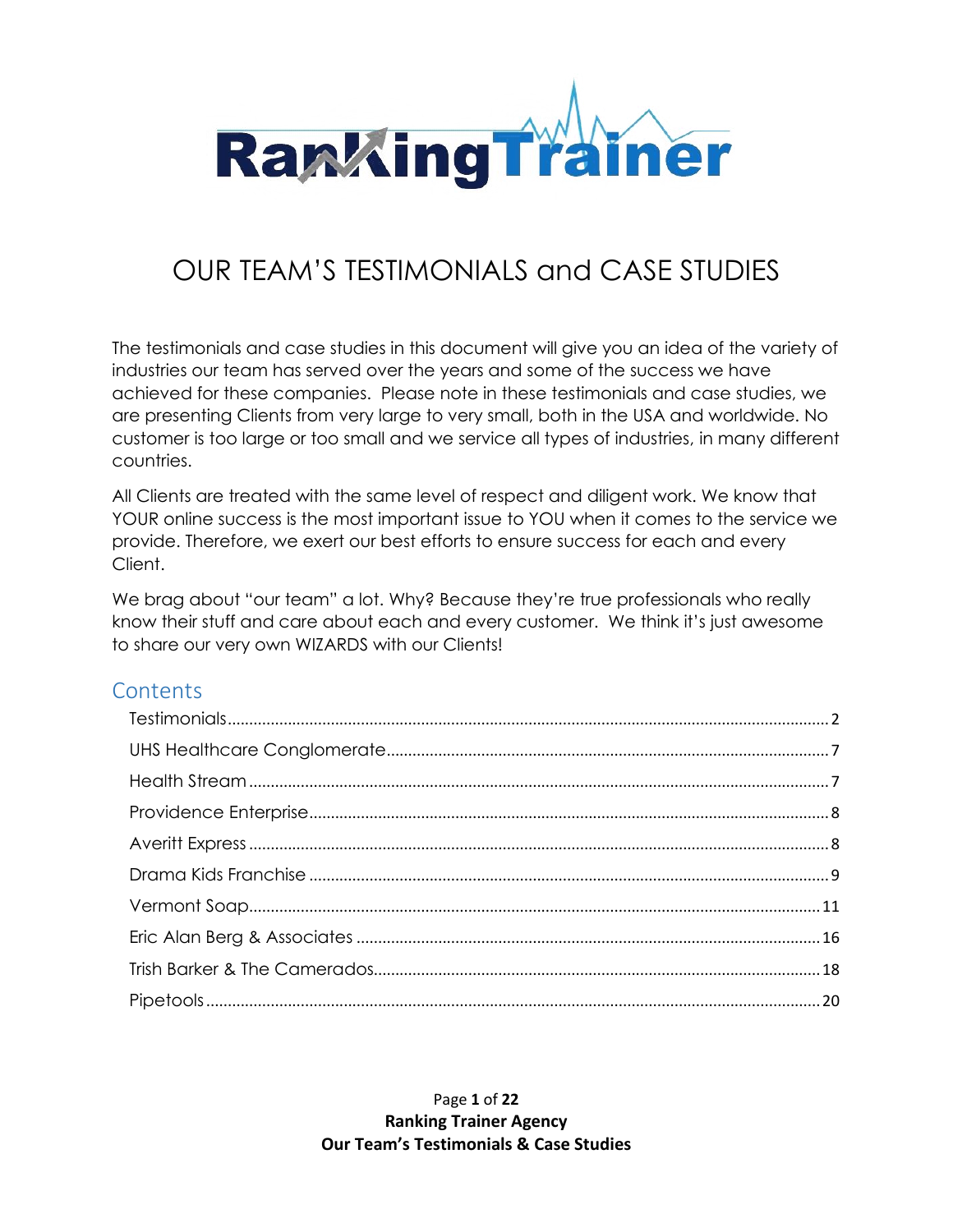RankingTrainer

# OUR TEAM'S TESTIMONIALS and CASE STUDIES

The testimonials and case studies in this document will give you an idea of the variety of industries our team has served over the years and some of the success we have achieved for these companies. Please note in these testimonials and case studies, we are presenting Clients from very large to very small, both in the USA and worldwide. No customer is too large or too small and we service all types of industries, in many different countries.

All Clients are treated with the same level of respect and diligent work. We know that YOUR online success is the most important issue to YOU when it comes to the service we provide. Therefore, we exert our best efforts to ensure success for each and every Client.

We brag about "our team" a lot. Why? Because they're true professionals who really know their stuff and care about each and every customer. We think it's just awesome to share our very own WIZARDS with our Clients!

## Contents

- Testimonials .......... 2
- UHS Healthcare Conglomerate .......... 7
- Health Stream .......... 7
- Providence Enterprise .......... 8
- Averitt Express .......... 8
- Drama Kids Franchise .......... 9
- Vermont Soap .......... 11
- Eric Alan Berg & Associates .......... 16
- Trish Barker & The Camerados .......... 18
- Pipetools .......... 20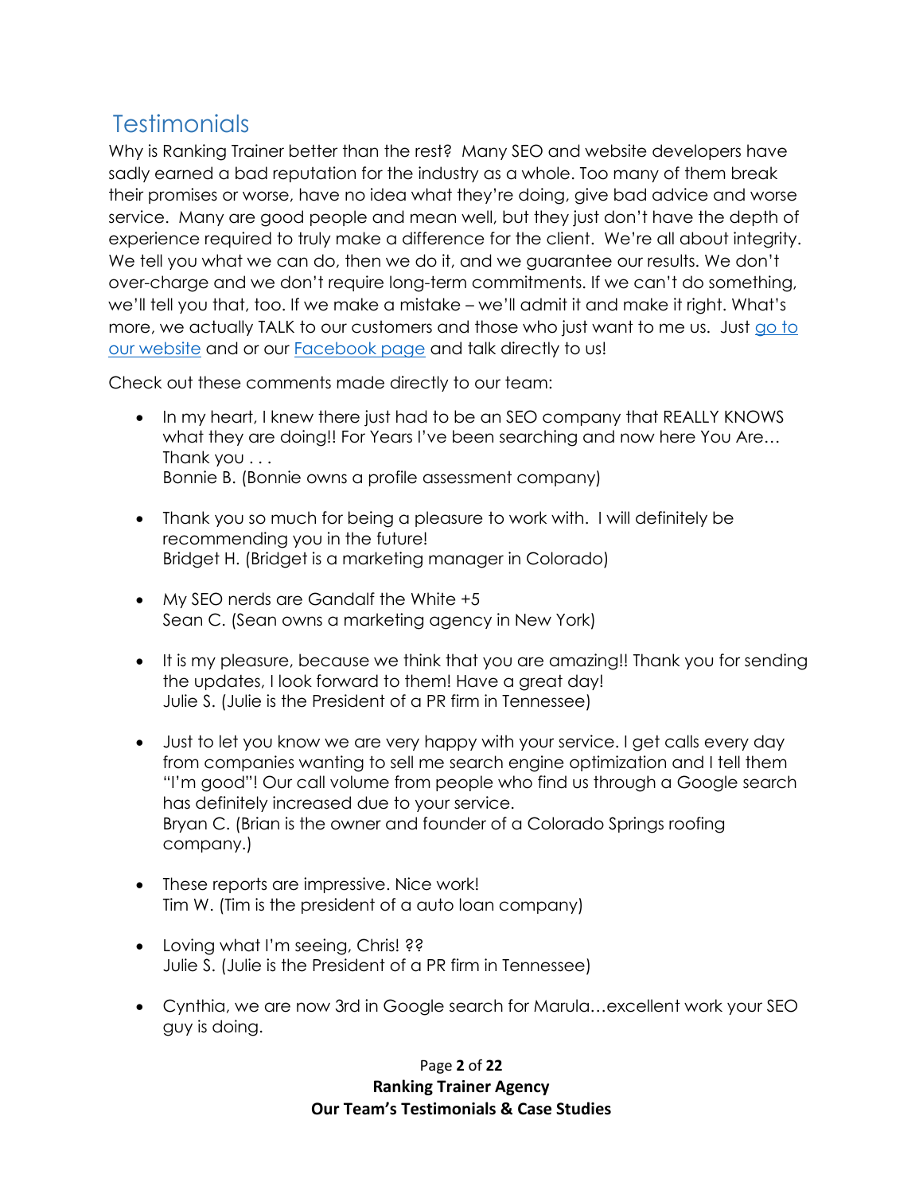## Testimonials

Why is Ranking Trainer better than the rest? Many SEO and website developers have sadly earned a bad reputation for the industry as a whole. Too many of them break their promises or worse, have no idea what they're doing, give bad advice and worse service. Many are good people and mean well, but they just don't have the depth of experience required to truly make a difference for the client. We're all about integrity. We tell you what we can do, then we do it, and we guarantee our results. We don't over-charge and we don't require long-term commitments. If we can't do something, we'll tell you that, too. If we make a mistake – we'll admit it and make it right. What's more, we actually TALK to our customers and those who just want to me us. Just go to our website and or our Facebook page and talk directly to us!

Check out these comments made directly to our team:

- In my heart, I knew there just had to be an SEO company that REALLY KNOWS what they are doing!! For Years I've been searching and now here You Are… Thank you . . .
  Bonnie B. (Bonnie owns a profile assessment company)

- Thank you so much for being a pleasure to work with. I will definitely be recommending you in the future!
  Bridget H. (Bridget is a marketing manager in Colorado)

- My SEO nerds are Gandalf the White +5
  Sean C. (Sean owns a marketing agency in New York)

- It is my pleasure, because we think that you are amazing!! Thank you for sending the updates, I look forward to them! Have a great day!
  Julie S. (Julie is the President of a PR firm in Tennessee)

- Just to let you know we are very happy with your service. I get calls every day from companies wanting to sell me search engine optimization and I tell them "I'm good"! Our call volume from people who find us through a Google search has definitely increased due to your service.
  Bryan C. (Brian is the owner and founder of a Colorado Springs roofing company.)

- These reports are impressive. Nice work!
  Tim W. (Tim is the president of a auto loan company)

- Loving what I'm seeing, Chris! ??
  Julie S. (Julie is the President of a PR firm in Tennessee)

- Cynthia, we are now 3rd in Google search for Marula…excellent work your SEO guy is doing.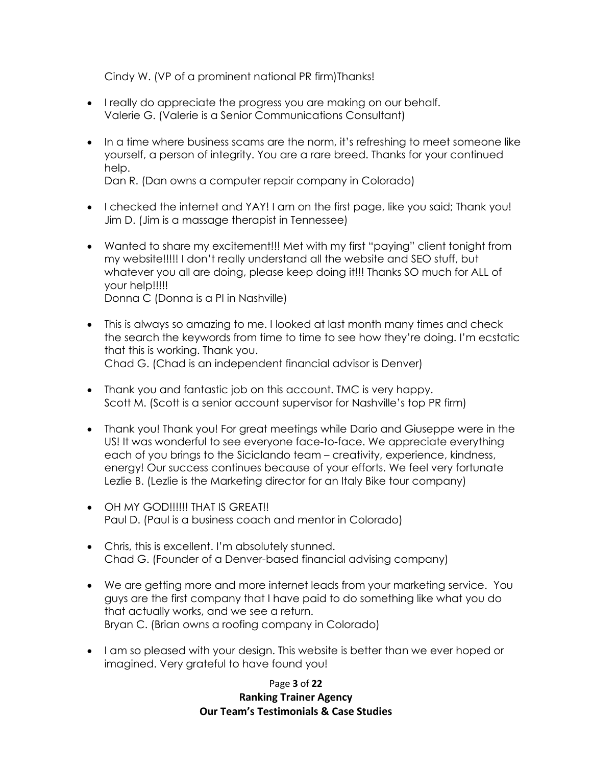Cindy W. (VP of a prominent national PR firm)Thanks!

- I really do appreciate the progress you are making on our behalf.
  Valerie G. (Valerie is a Senior Communications Consultant)

- In a time where business scams are the norm, it's refreshing to meet someone like yourself, a person of integrity. You are a rare breed. Thanks for your continued help.
  Dan R. (Dan owns a computer repair company in Colorado)

- I checked the internet and YAY! I am on the first page, like you said; Thank you!
  Jim D. (Jim is a massage therapist in Tennessee)

- Wanted to share my excitement!!! Met with my first "paying" client tonight from my website!!!!! I don't really understand all the website and SEO stuff, but whatever you all are doing, please keep doing it!!! Thanks SO much for ALL of your help!!!!!
  Donna C (Donna is a PI in Nashville)

- This is always so amazing to me. I looked at last month many times and check the search the keywords from time to time to see how they're doing. I'm ecstatic that this is working. Thank you.
  Chad G. (Chad is an independent financial advisor is Denver)

- Thank you and fantastic job on this account. TMC is very happy.
  Scott M. (Scott is a senior account supervisor for Nashville's top PR firm)

- Thank you! Thank you! For great meetings while Dario and Giuseppe were in the US! It was wonderful to see everyone face-to-face. We appreciate everything each of you brings to the Siciclando team – creativity, experience, kindness, energy! Our success continues because of your efforts. We feel very fortunate
  Lezlie B. (Lezlie is the Marketing director for an Italy Bike tour company)

- OH MY GOD!!!!!! THAT IS GREAT!!
  Paul D. (Paul is a business coach and mentor in Colorado)

- Chris, this is excellent. I'm absolutely stunned.
  Chad G. (Founder of a Denver-based financial advising company)

- We are getting more and more internet leads from your marketing service. You guys are the first company that I have paid to do something like what you do that actually works, and we see a return.
  Bryan C. (Brian owns a roofing company in Colorado)

- I am so pleased with your design. This website is better than we ever hoped or imagined. Very grateful to have found you!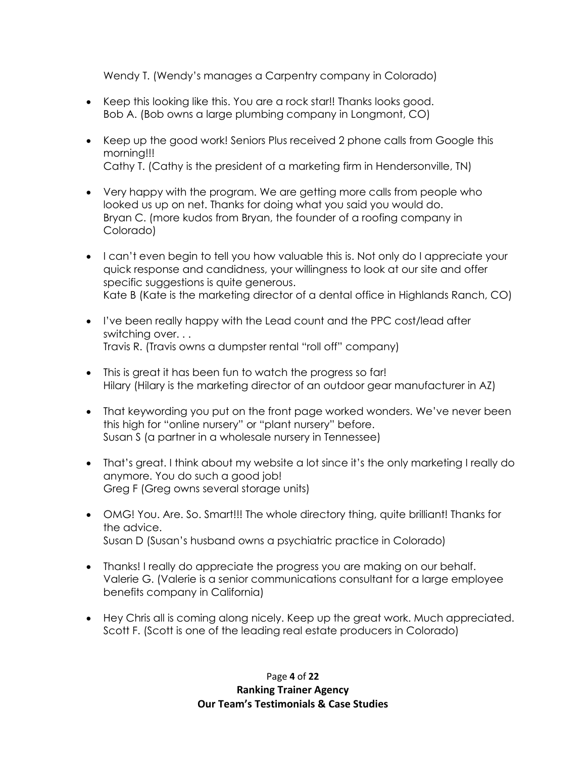Wendy T. (Wendy's manages a Carpentry company in Colorado)

- Keep this looking like this. You are a rock star!! Thanks looks good.
  Bob A. (Bob owns a large plumbing company in Longmont, CO)

- Keep up the good work! Seniors Plus received 2 phone calls from Google this morning!!!
  Cathy T. (Cathy is the president of a marketing firm in Hendersonville, TN)

- Very happy with the program. We are getting more calls from people who looked us up on net. Thanks for doing what you said you would do.
  Bryan C. (more kudos from Bryan, the founder of a roofing company in Colorado)

- I can't even begin to tell you how valuable this is. Not only do I appreciate your quick response and candidness, your willingness to look at our site and offer specific suggestions is quite generous.
  Kate B (Kate is the marketing director of a dental office in Highlands Ranch, CO)

- I've been really happy with the Lead count and the PPC cost/lead after switching over. . .
  Travis R. (Travis owns a dumpster rental "roll off" company)

- This is great it has been fun to watch the progress so far!
  Hilary (Hilary is the marketing director of an outdoor gear manufacturer in AZ)

- That keywording you put on the front page worked wonders. We've never been this high for "online nursery" or "plant nursery" before.
  Susan S (a partner in a wholesale nursery in Tennessee)

- That's great. I think about my website a lot since it's the only marketing I really do anymore. You do such a good job!
  Greg F (Greg owns several storage units)

- OMG! You. Are. So. Smart!!! The whole directory thing, quite brilliant! Thanks for the advice.
  Susan D (Susan's husband owns a psychiatric practice in Colorado)

- Thanks! I really do appreciate the progress you are making on our behalf.
  Valerie G. (Valerie is a senior communications consultant for a large employee benefits company in California)

- Hey Chris all is coming along nicely. Keep up the great work. Much appreciated.
  Scott F. (Scott is one of the leading real estate producers in Colorado)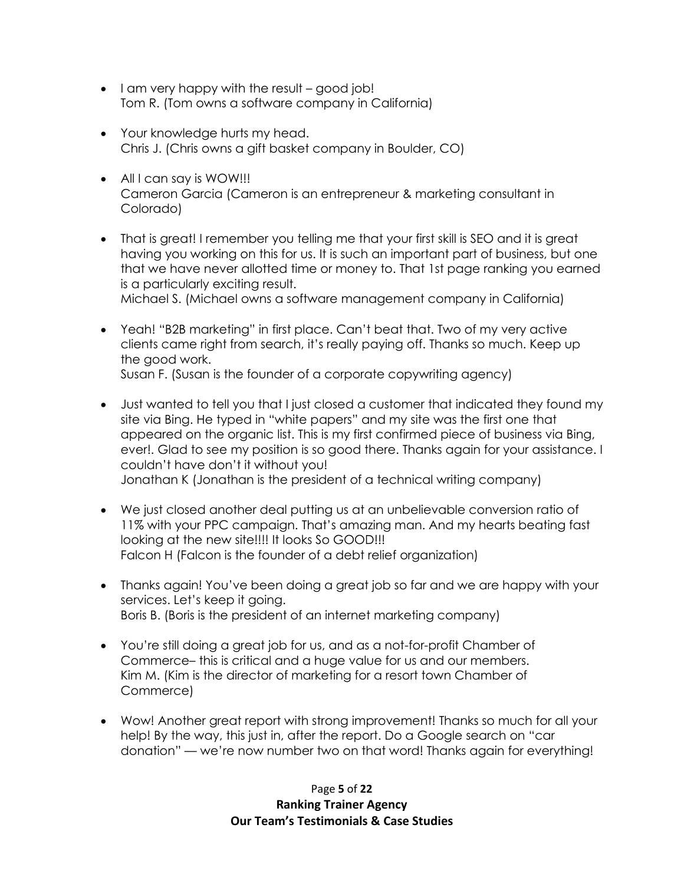- I am very happy with the result – good job!
  Tom R. (Tom owns a software company in California)

- Your knowledge hurts my head.
  Chris J. (Chris owns a gift basket company in Boulder, CO)

- All I can say is WOW!!!
  Cameron Garcia (Cameron is an entrepreneur & marketing consultant in Colorado)

- That is great! I remember you telling me that your first skill is SEO and it is great having you working on this for us. It is such an important part of business, but one that we have never allotted time or money to. That 1st page ranking you earned is a particularly exciting result.
  Michael S. (Michael owns a software management company in California)

- Yeah! "B2B marketing" in first place. Can't beat that. Two of my very active clients came right from search, it's really paying off. Thanks so much. Keep up the good work.
  Susan F. (Susan is the founder of a corporate copywriting agency)

- Just wanted to tell you that I just closed a customer that indicated they found my site via Bing. He typed in "white papers" and my site was the first one that appeared on the organic list. This is my first confirmed piece of business via Bing, ever!. Glad to see my position is so good there. Thanks again for your assistance. I couldn't have don't it without you!
  Jonathan K (Jonathan is the president of a technical writing company)

- We just closed another deal putting us at an unbelievable conversion ratio of 11% with your PPC campaign. That's amazing man. And my hearts beating fast looking at the new site!!!! It looks So GOOD!!!
  Falcon H (Falcon is the founder of a debt relief organization)

- Thanks again! You've been doing a great job so far and we are happy with your services. Let's keep it going.
  Boris B. (Boris is the president of an internet marketing company)

- You're still doing a great job for us, and as a not-for-profit Chamber of Commerce– this is critical and a huge value for us and our members.
  Kim M. (Kim is the director of marketing for a resort town Chamber of Commerce)

- Wow! Another great report with strong improvement! Thanks so much for all your help! By the way, this just in, after the report. Do a Google search on "car donation" — we're now number two on that word! Thanks again for everything!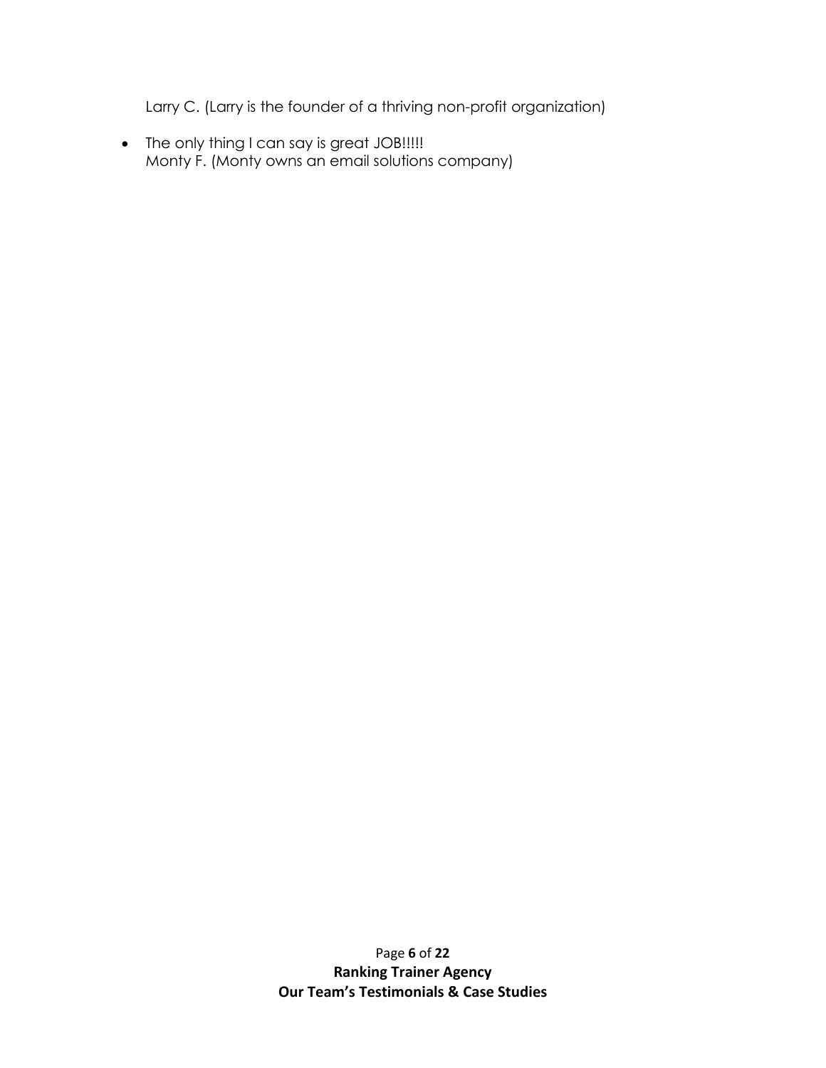Larry C. (Larry is the founder of a thriving non-profit organization)

- The only thing I can say is great JOB!!!!!
  Monty F. (Monty owns an email solutions company)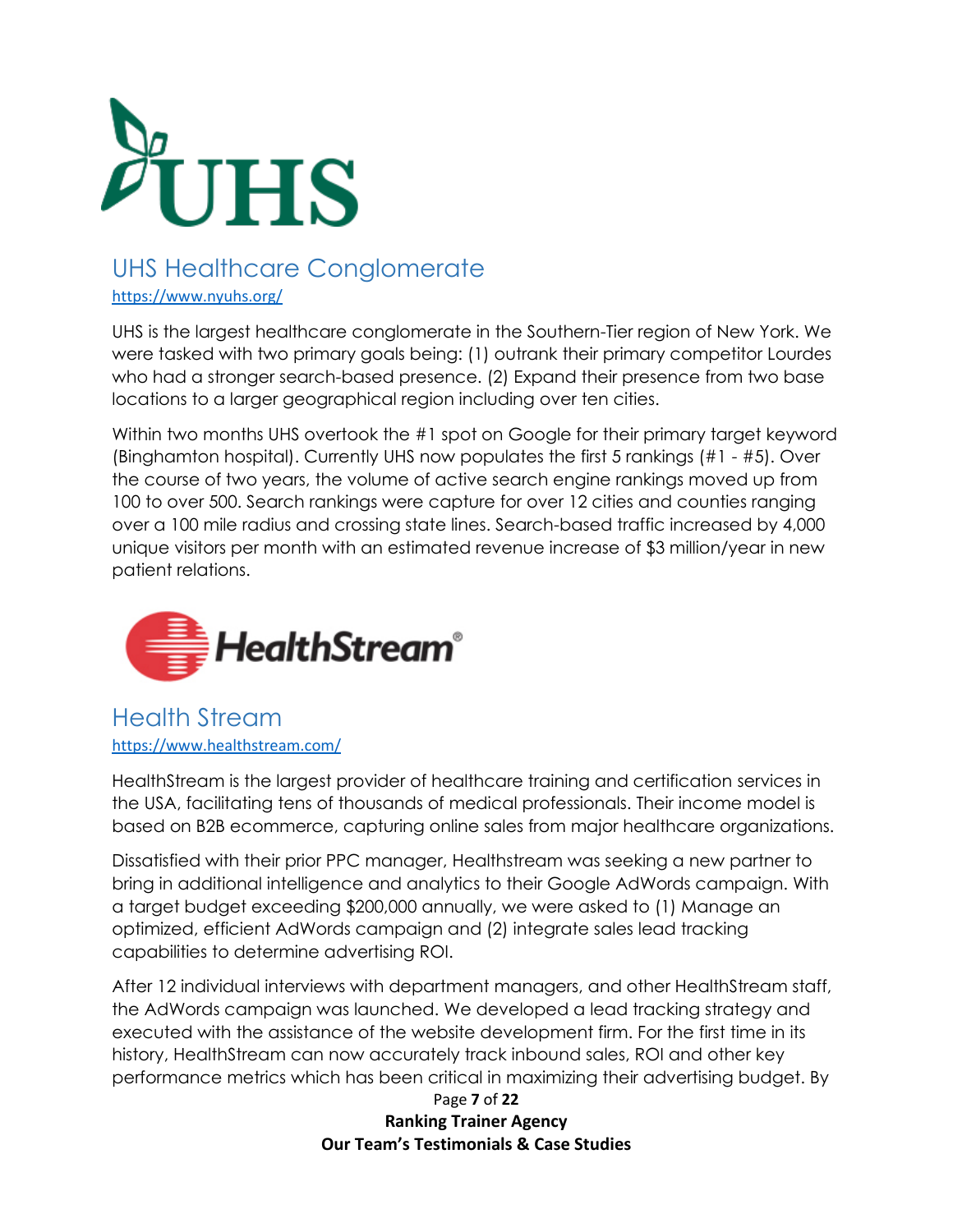## UHS Healthcare Conglomerate

https://www.nyuhs.org/

UHS is the largest healthcare conglomerate in the Southern-Tier region of New York. We were tasked with two primary goals being: (1) outrank their primary competitor Lourdes who had a stronger search-based presence. (2) Expand their presence from two base locations to a larger geographical region including over ten cities.

Within two months UHS overtook the #1 spot on Google for their primary target keyword (Binghamton hospital). Currently UHS now populates the first 5 rankings (#1 - #5). Over the course of two years, the volume of active search engine rankings moved up from 100 to over 500. Search rankings were capture for over 12 cities and counties ranging over a 100 mile radius and crossing state lines. Search-based traffic increased by 4,000 unique visitors per month with an estimated revenue increase of $3 million/year in new patient relations.

## Health Stream

https://www.healthstream.com/

HealthStream is the largest provider of healthcare training and certification services in the USA, facilitating tens of thousands of medical professionals. Their income model is based on B2B ecommerce, capturing online sales from major healthcare organizations.

Dissatisfied with their prior PPC manager, Healthstream was seeking a new partner to bring in additional intelligence and analytics to their Google AdWords campaign. With a target budget exceeding $200,000 annually, we were asked to (1) Manage an optimized, efficient AdWords campaign and (2) integrate sales lead tracking capabilities to determine advertising ROI.

After 12 individual interviews with department managers, and other HealthStream staff, the AdWords campaign was launched. We developed a lead tracking strategy and executed with the assistance of the website development firm. For the first time in its history, HealthStream can now accurately track inbound sales, ROI and other key performance metrics which has been critical in maximizing their advertising budget. By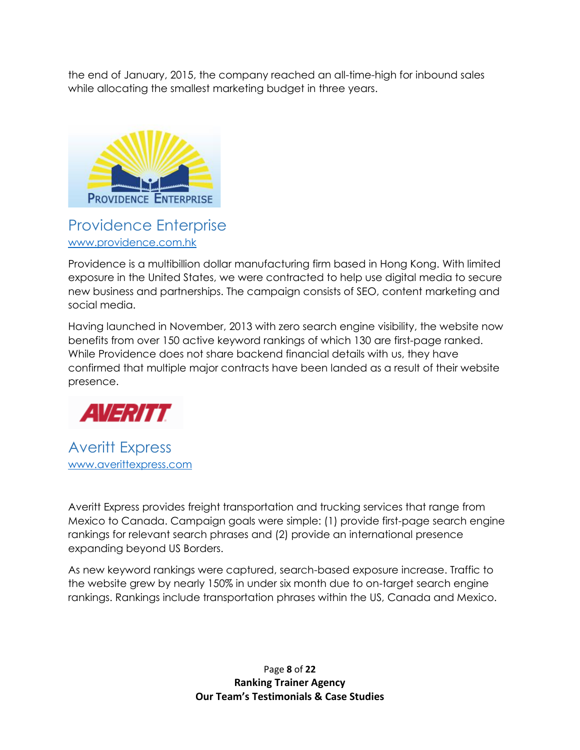the end of January, 2015, the company reached an all-time-high for inbound sales while allocating the smallest marketing budget in three years.

## Providence Enterprise

[www.providence.com.hk](http://www.providence.com.hk)

Providence is a multibillion dollar manufacturing firm based in Hong Kong. With limited exposure in the United States, we were contracted to help use digital media to secure new business and partnerships. The campaign consists of SEO, content marketing and social media.

Having launched in November, 2013 with zero search engine visibility, the website now benefits from over 150 active keyword rankings of which 130 are first-page ranked. While Providence does not share backend financial details with us, they have confirmed that multiple major contracts have been landed as a result of their website presence.

## Averitt Express

[www.averittexpress.com](http://www.averittexpress.com)

Averitt Express provides freight transportation and trucking services that range from Mexico to Canada. Campaign goals were simple: (1) provide first-page search engine rankings for relevant search phrases and (2) provide an international presence expanding beyond US Borders.

As new keyword rankings were captured, search-based exposure increase. Traffic to the website grew by nearly 150% in under six month due to on-target search engine rankings. Rankings include transportation phrases within the US, Canada and Mexico.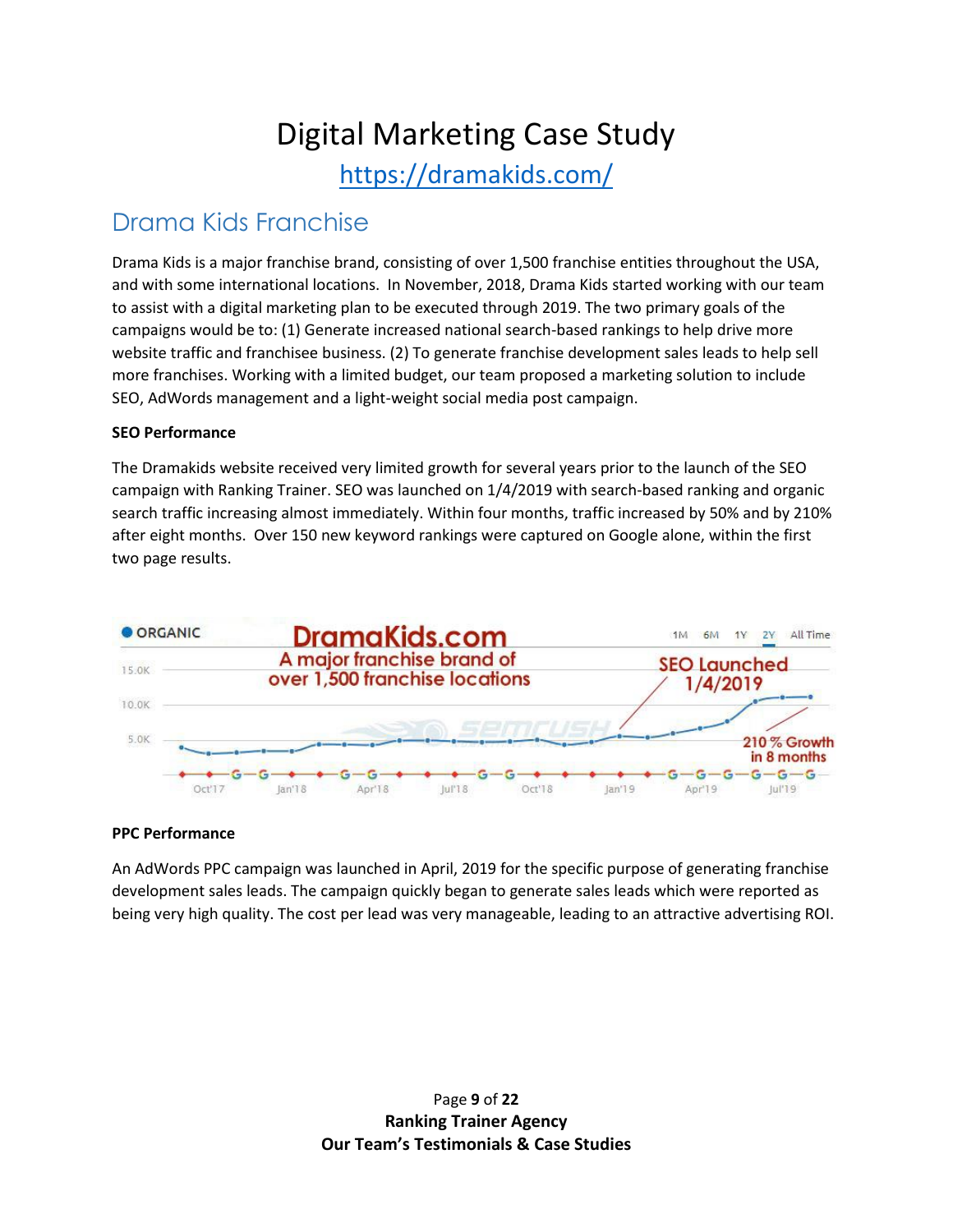# Digital Marketing Case Study

https://dramakids.com/

## Drama Kids Franchise

Drama Kids is a major franchise brand, consisting of over 1,500 franchise entities throughout the USA, and with some international locations. In November, 2018, Drama Kids started working with our team to assist with a digital marketing plan to be executed through 2019. The two primary goals of the campaigns would be to: (1) Generate increased national search-based rankings to help drive more website traffic and franchisee business. (2) To generate franchise development sales leads to help sell more franchises. Working with a limited budget, our team proposed a marketing solution to include SEO, AdWords management and a light-weight social media post campaign.

**SEO Performance**

The Dramakids website received very limited growth for several years prior to the launch of the SEO campaign with Ranking Trainer. SEO was launched on 1/4/2019 with search-based ranking and organic search traffic increasing almost immediately. Within four months, traffic increased by 50% and by 210% after eight months. Over 150 new keyword rankings were captured on Google alone, within the first two page results.

**PPC Performance**

An AdWords PPC campaign was launched in April, 2019 for the specific purpose of generating franchise development sales leads. The campaign quickly began to generate sales leads which were reported as being very high quality. The cost per lead was very manageable, leading to an attractive advertising ROI.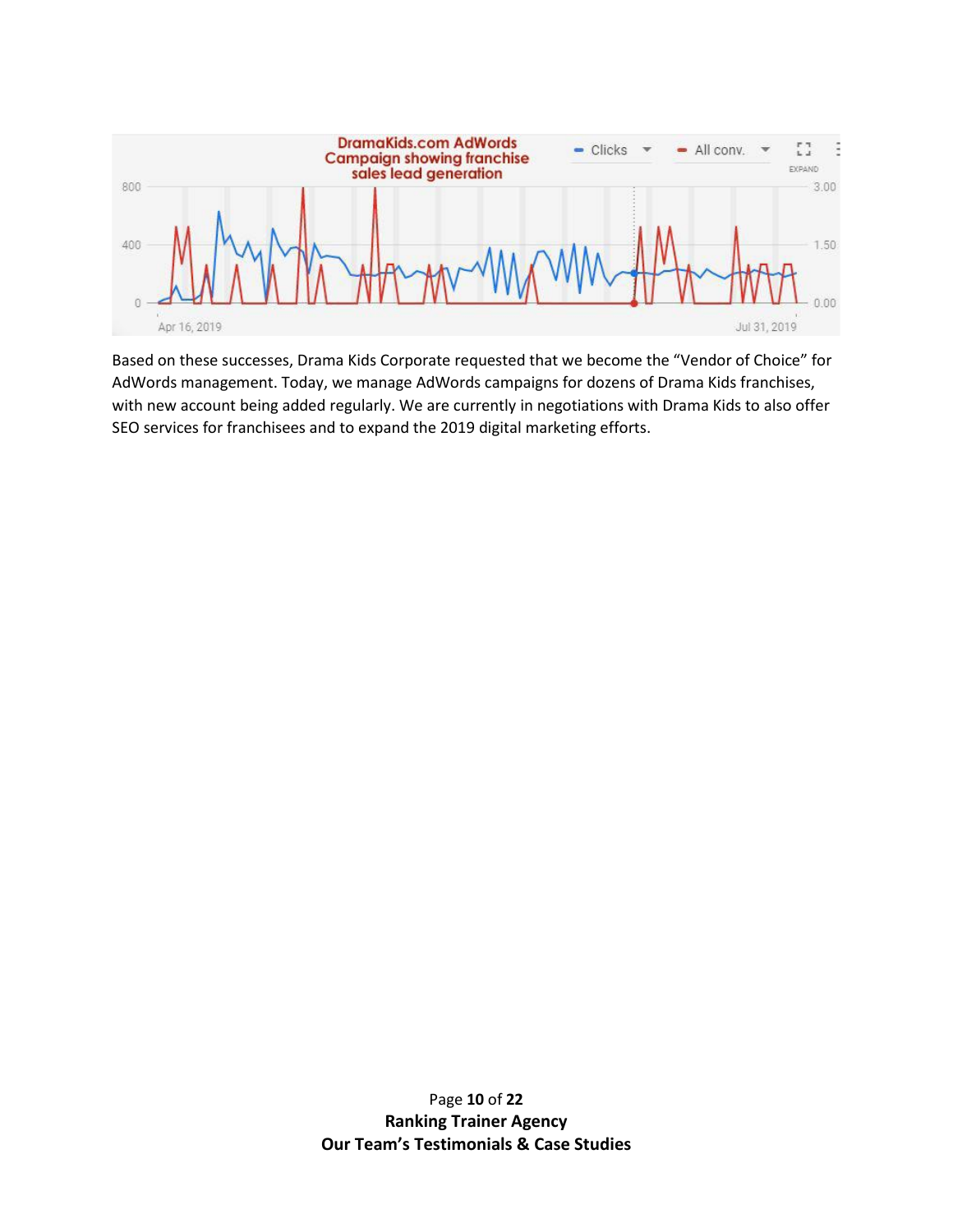DramaKids.com AdWords Campaign showing franchise sales lead generation

Based on these successes, Drama Kids Corporate requested that we become the "Vendor of Choice" for AdWords management. Today, we manage AdWords campaigns for dozens of Drama Kids franchises, with new account being added regularly. We are currently in negotiations with Drama Kids to also offer SEO services for franchisees and to expand the 2019 digital marketing efforts.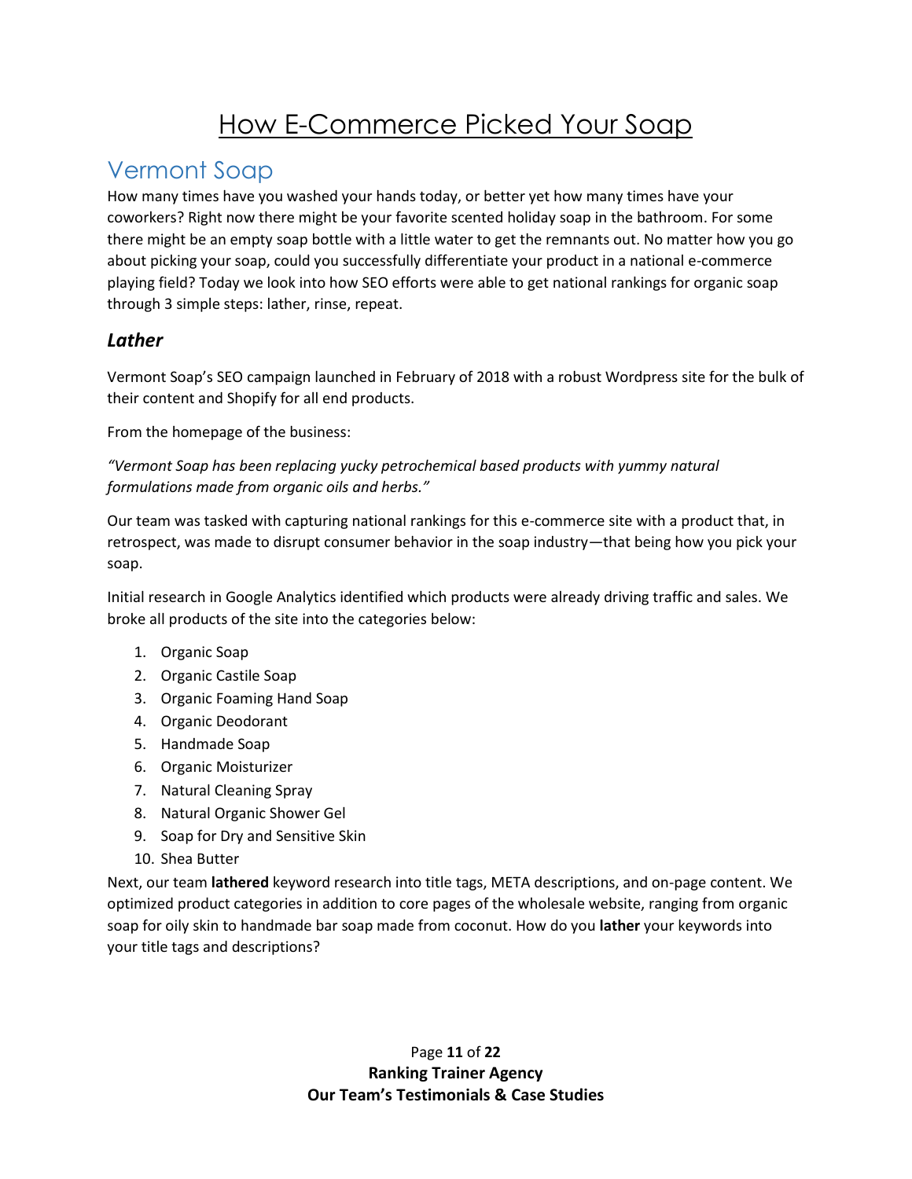# How E-Commerce Picked Your Soap

## Vermont Soap

How many times have you washed your hands today, or better yet how many times have your coworkers? Right now there might be your favorite scented holiday soap in the bathroom. For some there might be an empty soap bottle with a little water to get the remnants out. No matter how you go about picking your soap, could you successfully differentiate your product in a national e-commerce playing field? Today we look into how SEO efforts were able to get national rankings for organic soap through 3 simple steps: lather, rinse, repeat.

### *Lather*

Vermont Soap's SEO campaign launched in February of 2018 with a robust Wordpress site for the bulk of their content and Shopify for all end products.

From the homepage of the business:

*"Vermont Soap has been replacing yucky petrochemical based products with yummy natural formulations made from organic oils and herbs."*

Our team was tasked with capturing national rankings for this e-commerce site with a product that, in retrospect, was made to disrupt consumer behavior in the soap industry—that being how you pick your soap.

Initial research in Google Analytics identified which products were already driving traffic and sales. We broke all products of the site into the categories below:

1. Organic Soap
2. Organic Castile Soap
3. Organic Foaming Hand Soap
4. Organic Deodorant
5. Handmade Soap
6. Organic Moisturizer
7. Natural Cleaning Spray
8. Natural Organic Shower Gel
9. Soap for Dry and Sensitive Skin
10. Shea Butter

Next, our team **lathered** keyword research into title tags, META descriptions, and on-page content. We optimized product categories in addition to core pages of the wholesale website, ranging from organic soap for oily skin to handmade bar soap made from coconut. How do you **lather** your keywords into your title tags and descriptions?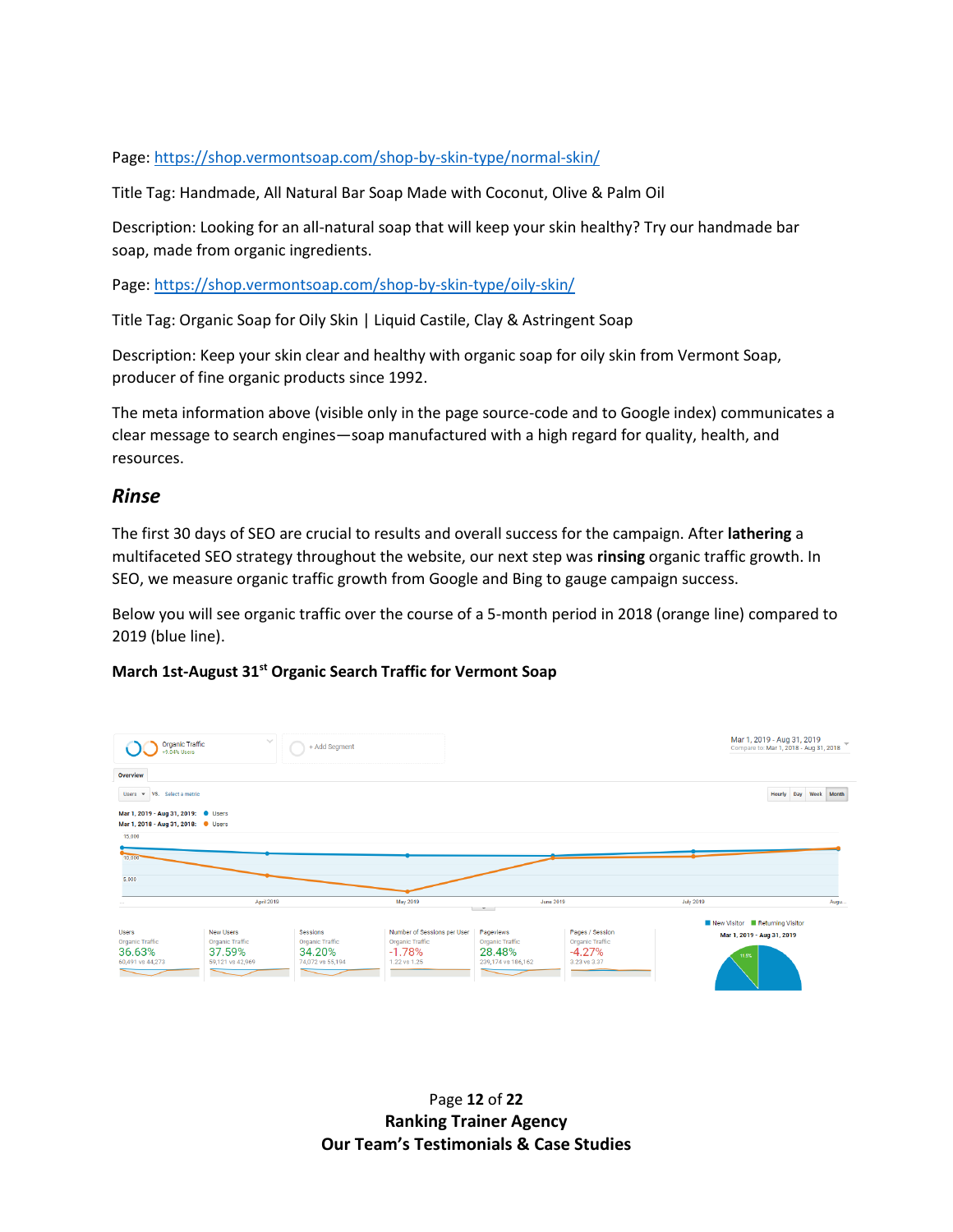Page: https://shop.vermontsoap.com/shop-by-skin-type/normal-skin/

Title Tag: Handmade, All Natural Bar Soap Made with Coconut, Olive & Palm Oil

Description: Looking for an all-natural soap that will keep your skin healthy? Try our handmade bar soap, made from organic ingredients.

Page: https://shop.vermontsoap.com/shop-by-skin-type/oily-skin/

Title Tag: Organic Soap for Oily Skin | Liquid Castile, Clay & Astringent Soap

Description: Keep your skin clear and healthy with organic soap for oily skin from Vermont Soap, producer of fine organic products since 1992.

The meta information above (visible only in the page source-code and to Google index) communicates a clear message to search engines—soap manufactured with a high regard for quality, health, and resources.

## *Rinse*

The first 30 days of SEO are crucial to results and overall success for the campaign. After **lathering** a multifaceted SEO strategy throughout the website, our next step was **rinsing** organic traffic growth. In SEO, we measure organic traffic growth from Google and Bing to gauge campaign success.

Below you will see organic traffic over the course of a 5-month period in 2018 (orange line) compared to 2019 (blue line).

**March 1st-August 31st Organic Search Traffic for Vermont Soap**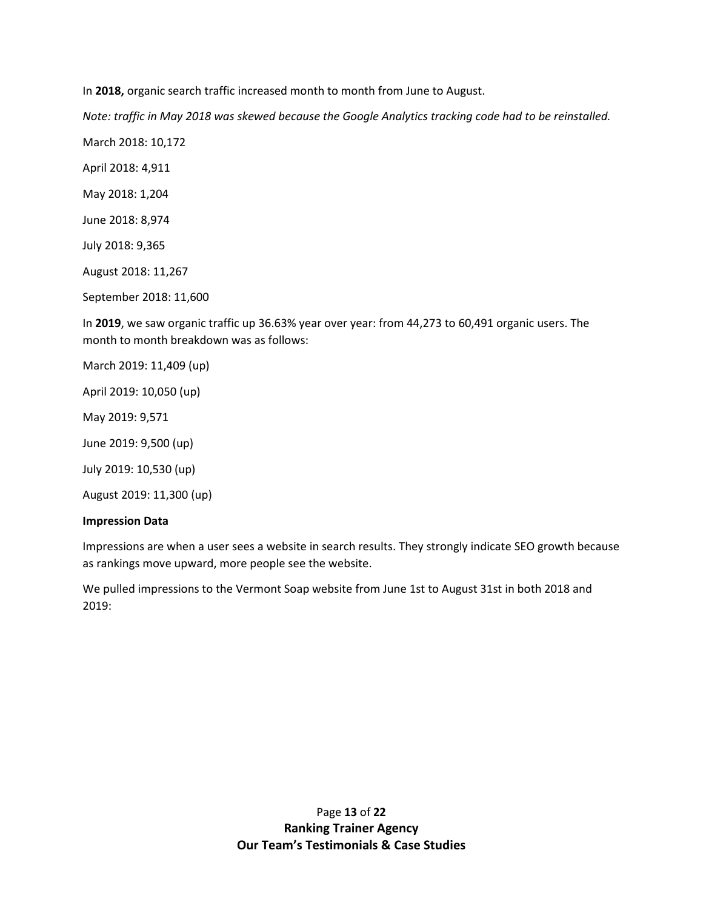In **2018,** organic search traffic increased month to month from June to August.

*Note: traffic in May 2018 was skewed because the Google Analytics tracking code had to be reinstalled.*

March 2018: 10,172

April 2018: 4,911

May 2018: 1,204

June 2018: 8,974

July 2018: 9,365

August 2018: 11,267

September 2018: 11,600

In **2019**, we saw organic traffic up 36.63% year over year: from 44,273 to 60,491 organic users. The month to month breakdown was as follows:

March 2019: 11,409 (up)

April 2019: 10,050 (up)

May 2019: 9,571

June 2019: 9,500 (up)

July 2019: 10,530 (up)

August 2019: 11,300 (up)

**Impression Data**

Impressions are when a user sees a website in search results. They strongly indicate SEO growth because as rankings move upward, more people see the website.

We pulled impressions to the Vermont Soap website from June 1st to August 31st in both 2018 and 2019: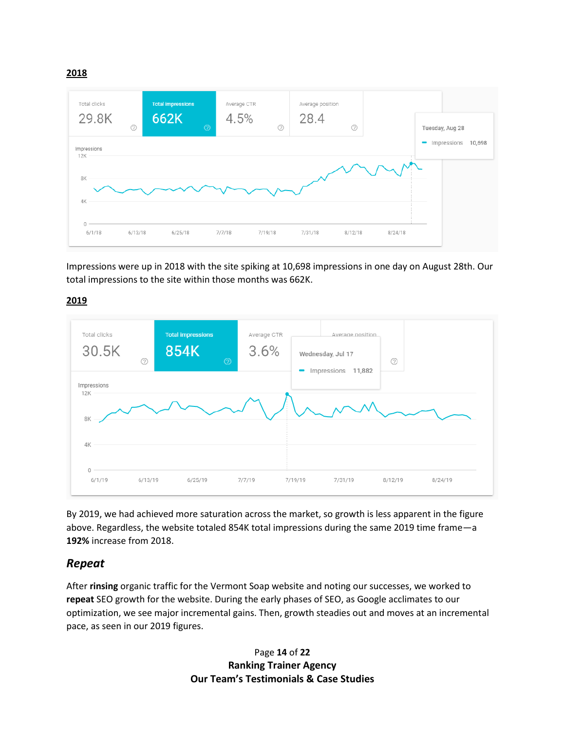**2018**

Impressions were up in 2018 with the site spiking at 10,698 impressions in one day on August 28th. Our total impressions to the site within those months was 662K.

**2019**

By 2019, we had achieved more saturation across the market, so growth is less apparent in the figure above. Regardless, the website totaled 854K total impressions during the same 2019 time frame—a **192%** increase from 2018.

## *Repeat*

After **rinsing** organic traffic for the Vermont Soap website and noting our successes, we worked to **repeat** SEO growth for the website. During the early phases of SEO, as Google acclimates to our optimization, we see major incremental gains. Then, growth steadies out and moves at an incremental pace, as seen in our 2019 figures.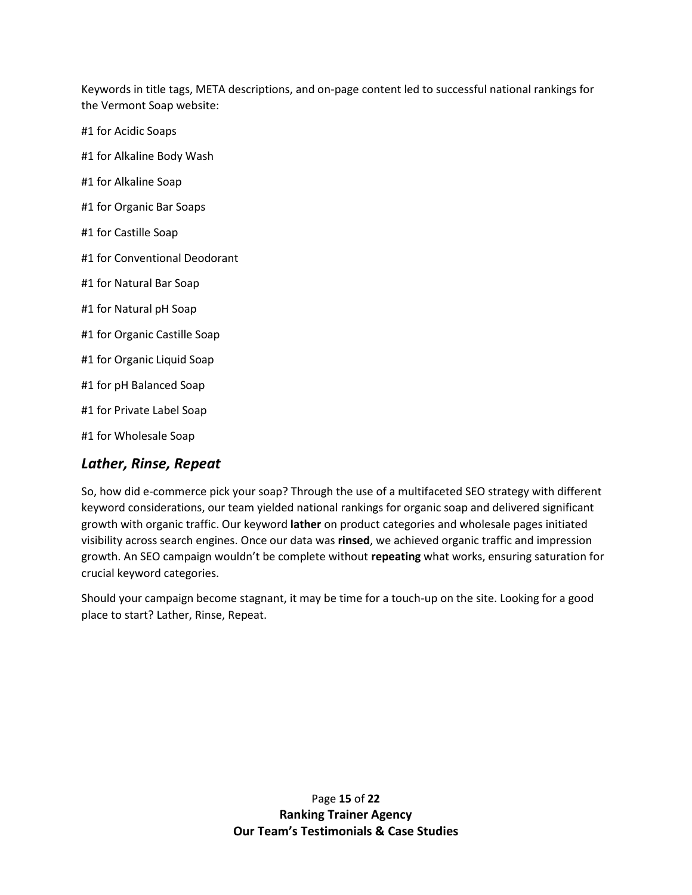Keywords in title tags, META descriptions, and on-page content led to successful national rankings for the Vermont Soap website:

#1 for Acidic Soaps

#1 for Alkaline Body Wash

#1 for Alkaline Soap

#1 for Organic Bar Soaps

#1 for Castille Soap

#1 for Conventional Deodorant

#1 for Natural Bar Soap

#1 for Natural pH Soap

#1 for Organic Castille Soap

#1 for Organic Liquid Soap

#1 for pH Balanced Soap

#1 for Private Label Soap

#1 for Wholesale Soap

## *Lather, Rinse, Repeat*

So, how did e-commerce pick your soap? Through the use of a multifaceted SEO strategy with different keyword considerations, our team yielded national rankings for organic soap and delivered significant growth with organic traffic. Our keyword **lather** on product categories and wholesale pages initiated visibility across search engines. Once our data was **rinsed**, we achieved organic traffic and impression growth. An SEO campaign wouldn't be complete without **repeating** what works, ensuring saturation for crucial keyword categories.

Should your campaign become stagnant, it may be time for a touch-up on the site. Looking for a good place to start? Lather, Rinse, Repeat.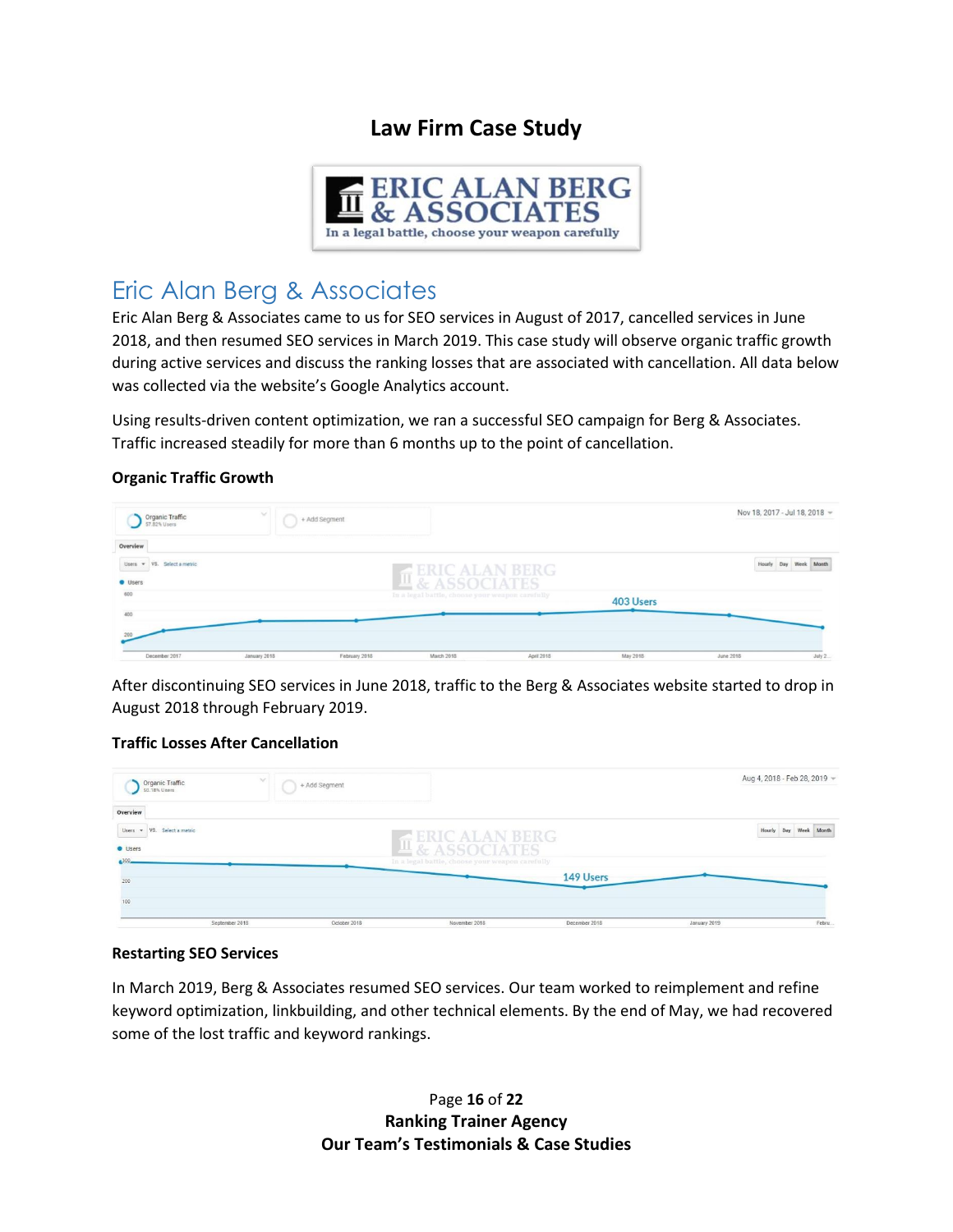# Law Firm Case Study

## Eric Alan Berg & Associates

Eric Alan Berg & Associates came to us for SEO services in August of 2017, cancelled services in June 2018, and then resumed SEO services in March 2019. This case study will observe organic traffic growth during active services and discuss the ranking losses that are associated with cancellation. All data below was collected via the website's Google Analytics account.

Using results-driven content optimization, we ran a successful SEO campaign for Berg & Associates. Traffic increased steadily for more than 6 months up to the point of cancellation.

### Organic Traffic Growth

After discontinuing SEO services in June 2018, traffic to the Berg & Associates website started to drop in August 2018 through February 2019.

### Traffic Losses After Cancellation

### Restarting SEO Services

In March 2019, Berg & Associates resumed SEO services. Our team worked to reimplement and refine keyword optimization, linkbuilding, and other technical elements. By the end of May, we had recovered some of the lost traffic and keyword rankings.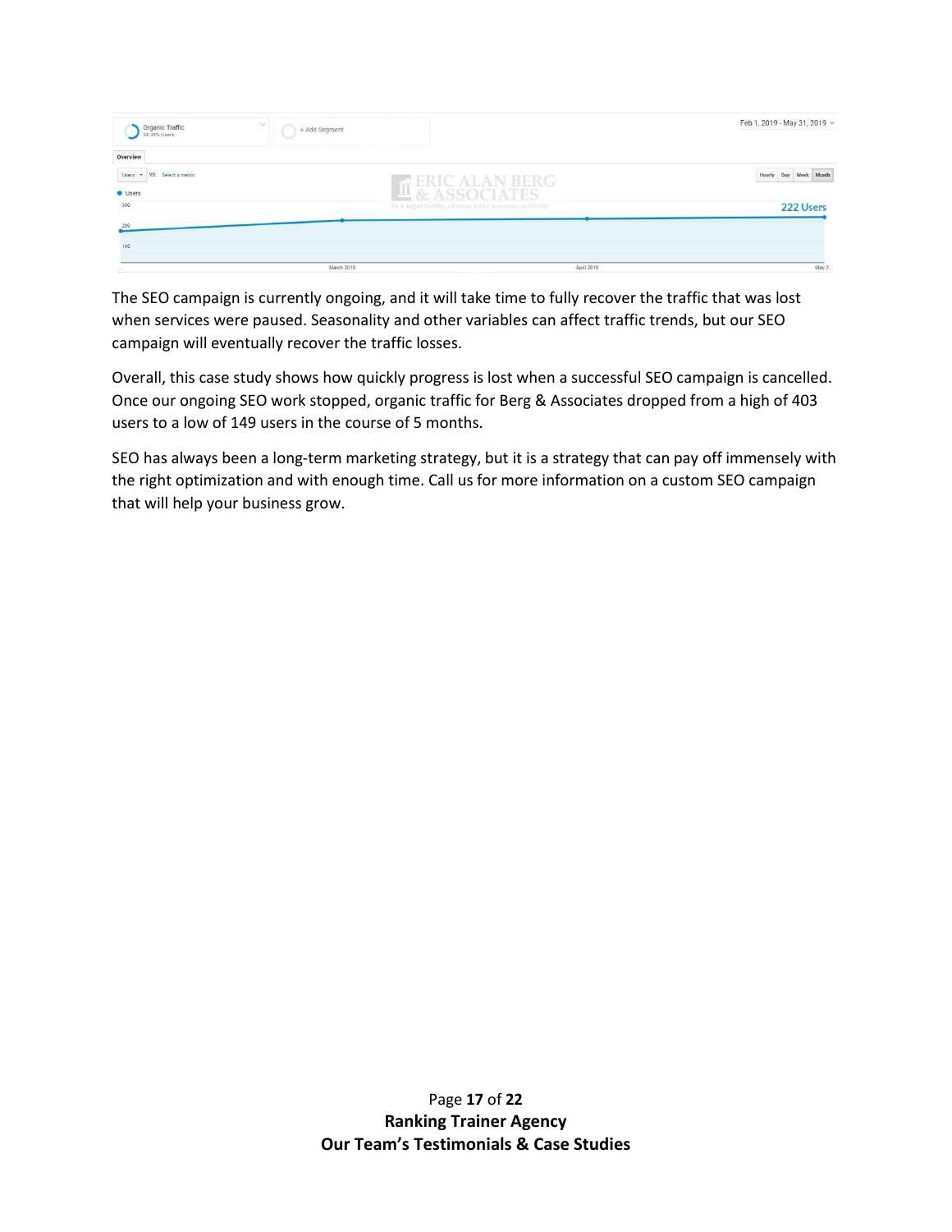The SEO campaign is currently ongoing, and it will take time to fully recover the traffic that was lost when services were paused. Seasonality and other variables can affect traffic trends, but our SEO campaign will eventually recover the traffic losses.

Overall, this case study shows how quickly progress is lost when a successful SEO campaign is cancelled. Once our ongoing SEO work stopped, organic traffic for Berg & Associates dropped from a high of 403 users to a low of 149 users in the course of 5 months.

SEO has always been a long-term marketing strategy, but it is a strategy that can pay off immensely with the right optimization and with enough time. Call us for more information on a custom SEO campaign that will help your business grow.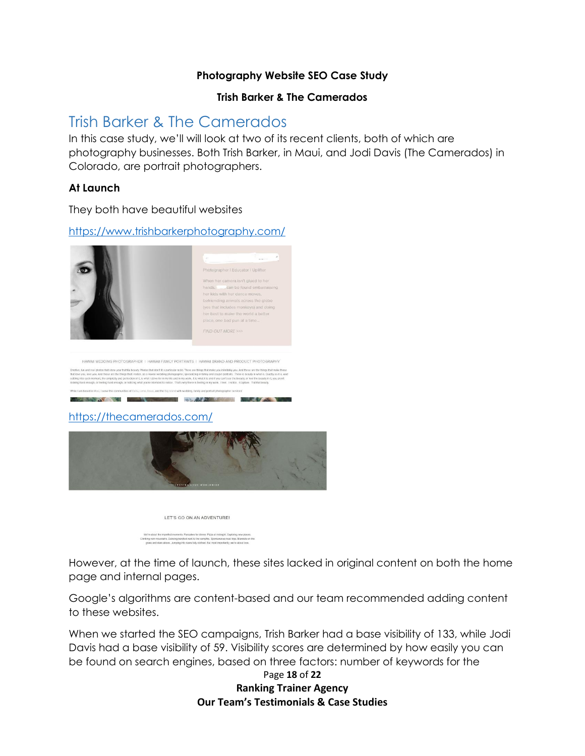**Photography Website SEO Case Study**

**Trish Barker & The Camerados**

# Trish Barker & The Camerados

In this case study, we'll will look at two of its recent clients, both of which are photography businesses. Both Trish Barker, in Maui, and Jodi Davis (The Camerados) in Colorado, are portrait photographers.

**At Launch**

They both have beautiful websites

https://www.trishbarkerphotography.com/

https://thecamerados.com/

However, at the time of launch, these sites lacked in original content on both the home page and internal pages.

Google's algorithms are content-based and our team recommended adding content to these websites.

When we started the SEO campaigns, Trish Barker had a base visibility of 133, while Jodi Davis had a base visibility of 59. Visibility scores are determined by how easily you can be found on search engines, based on three factors: number of keywords for the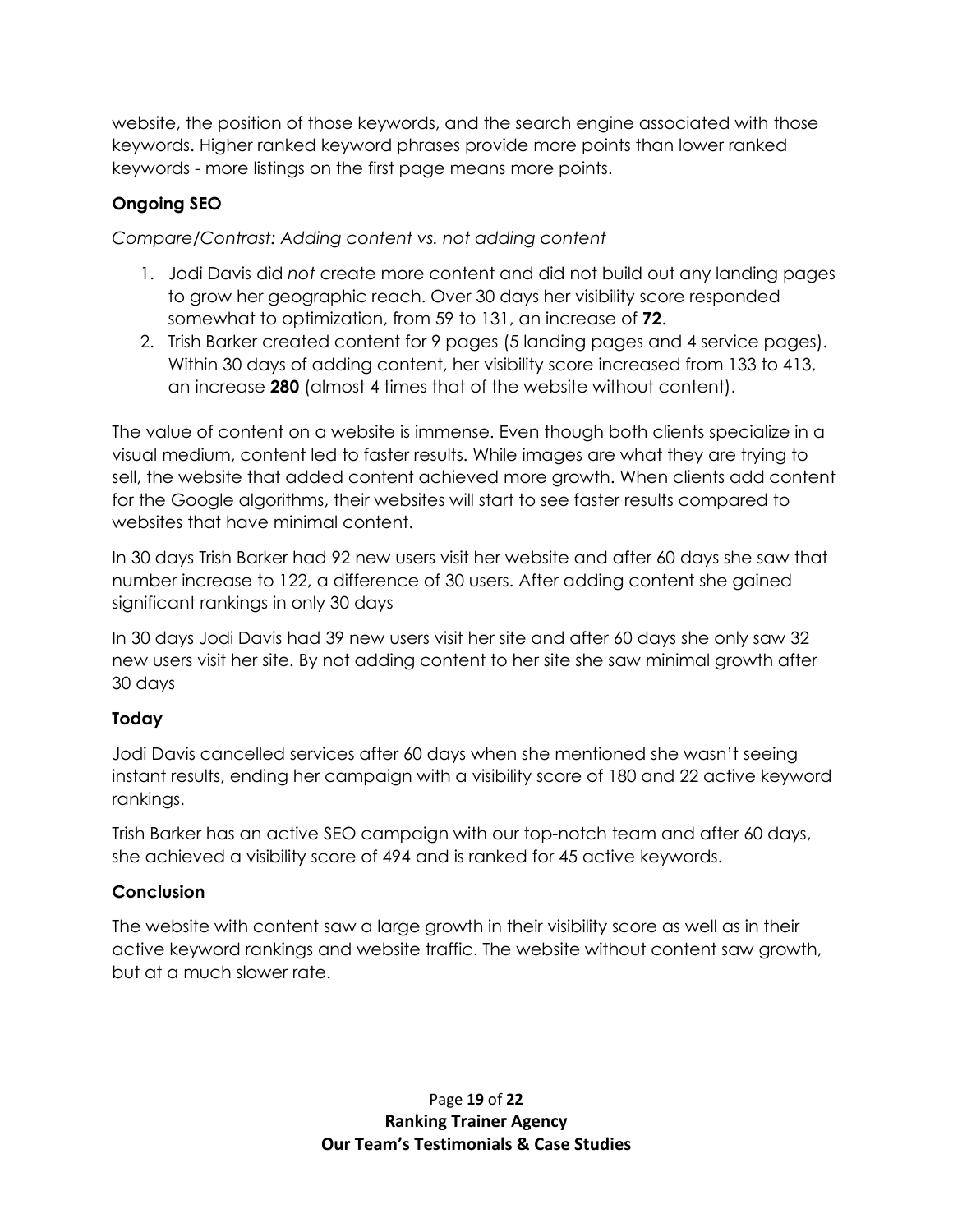website, the position of those keywords, and the search engine associated with those keywords. Higher ranked keyword phrases provide more points than lower ranked keywords - more listings on the first page means more points.

### Ongoing SEO

*Compare/Contrast: Adding content vs. not adding content*

1. Jodi Davis did *not* create more content and did not build out any landing pages to grow her geographic reach. Over 30 days her visibility score responded somewhat to optimization, from 59 to 131, an increase of **72**.
2. Trish Barker created content for 9 pages (5 landing pages and 4 service pages). Within 30 days of adding content, her visibility score increased from 133 to 413, an increase **280** (almost 4 times that of the website without content).

The value of content on a website is immense. Even though both clients specialize in a visual medium, content led to faster results. While images are what they are trying to sell, the website that added content achieved more growth. When clients add content for the Google algorithms, their websites will start to see faster results compared to websites that have minimal content.

In 30 days Trish Barker had 92 new users visit her website and after 60 days she saw that number increase to 122, a difference of 30 users. After adding content she gained significant rankings in only 30 days

In 30 days Jodi Davis had 39 new users visit her site and after 60 days she only saw 32 new users visit her site. By not adding content to her site she saw minimal growth after 30 days

### Today

Jodi Davis cancelled services after 60 days when she mentioned she wasn't seeing instant results, ending her campaign with a visibility score of 180 and 22 active keyword rankings.

Trish Barker has an active SEO campaign with our top-notch team and after 60 days, she achieved a visibility score of 494 and is ranked for 45 active keywords.

### Conclusion

The website with content saw a large growth in their visibility score as well as in their active keyword rankings and website traffic. The website without content saw growth, but at a much slower rate.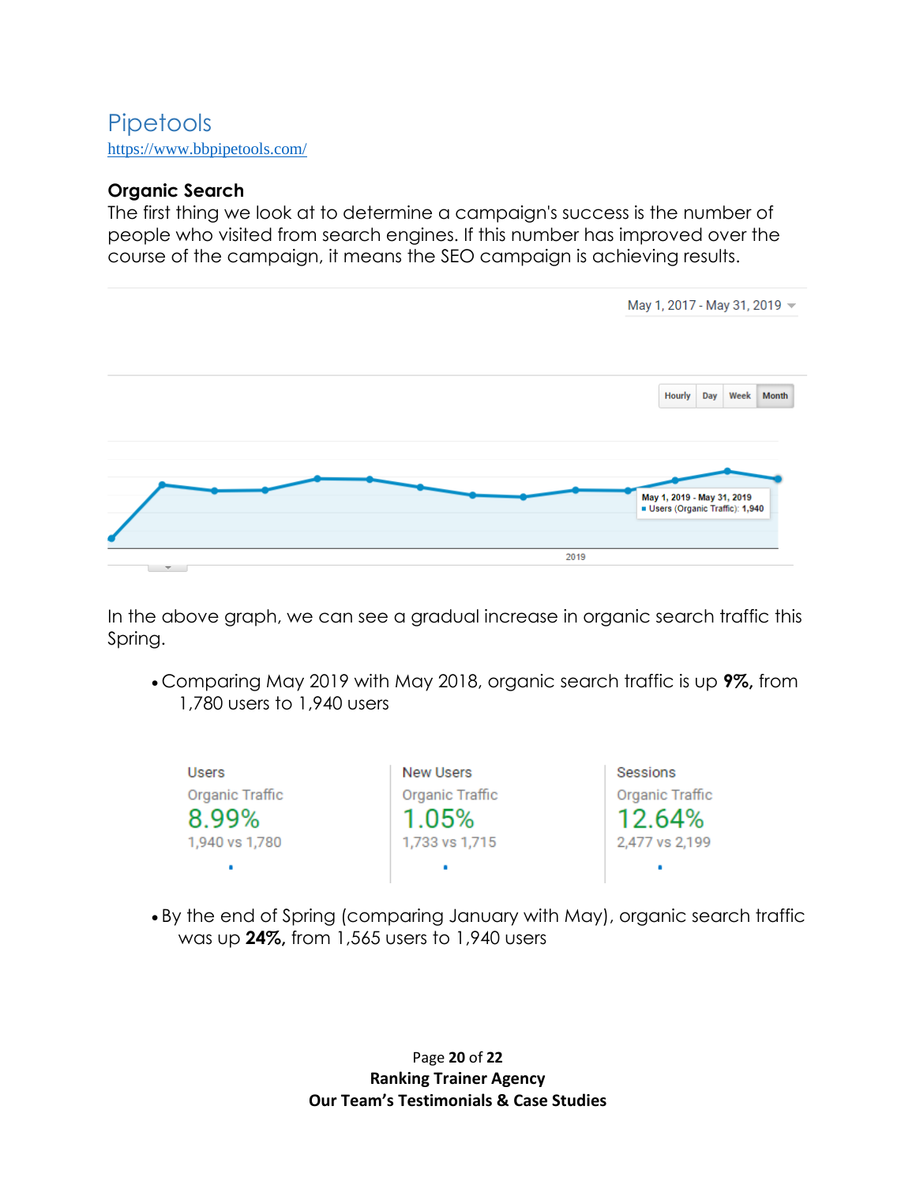# Pipetools

https://www.bbpipetools.com/

## Organic Search

The first thing we look at to determine a campaign's success is the number of people who visited from search engines. If this number has improved over the course of the campaign, it means the SEO campaign is achieving results.

In the above graph, we can see a gradual increase in organic search traffic this Spring.

- Comparing May 2019 with May 2018, organic search traffic is up **9%,** from 1,780 users to 1,940 users

| Users | New Users | Sessions |
|---|---|---|
| Organic Traffic | Organic Traffic | Organic Traffic |
| 8.99% | 1.05% | 12.64% |
| 1,940 vs 1,780 | 1,733 vs 1,715 | 2,477 vs 2,199 |

- By the end of Spring (comparing January with May), organic search traffic was up **24%,** from 1,565 users to 1,940 users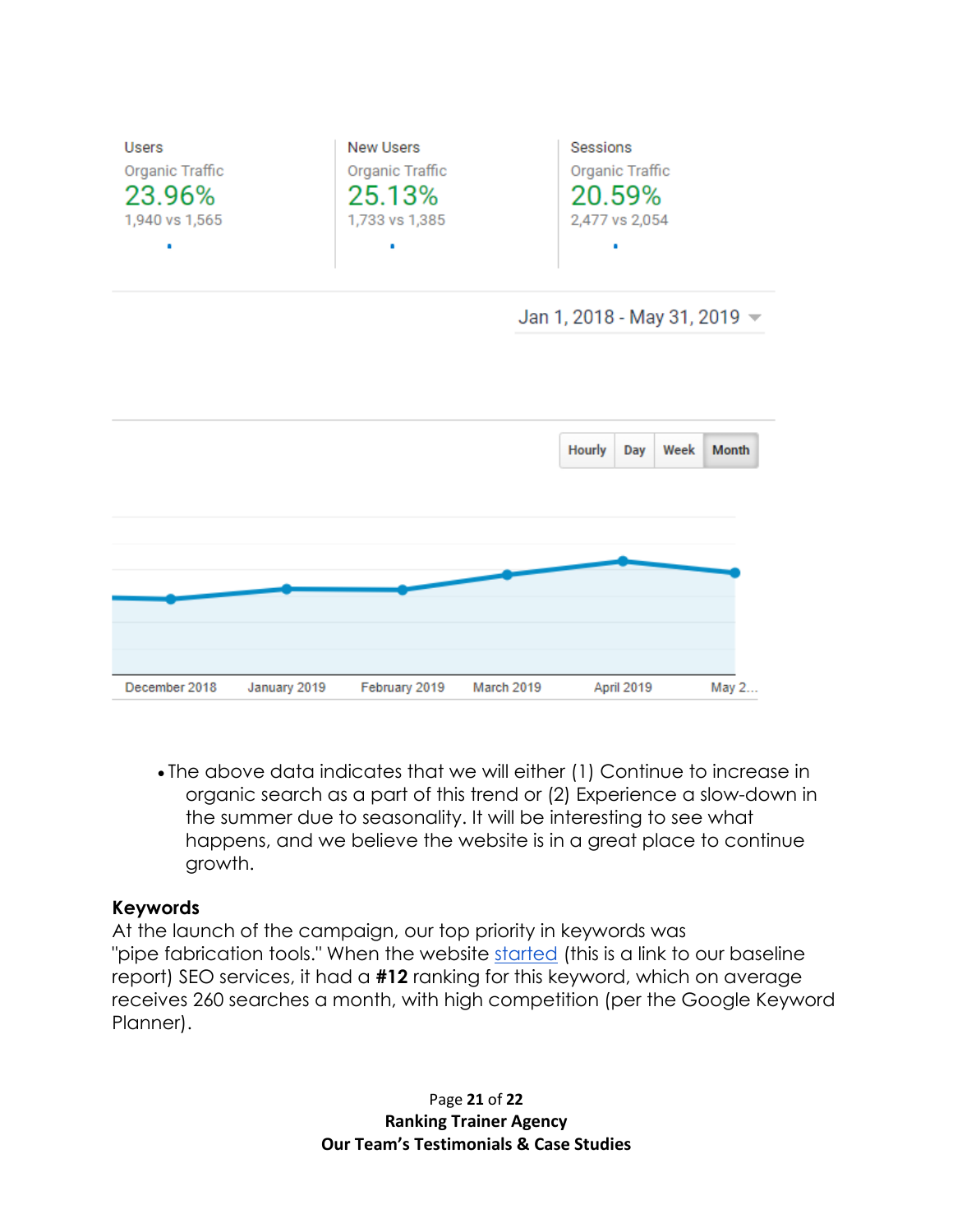| Users | New Users | Sessions |
| --- | --- | --- |
| Organic Traffic | Organic Traffic | Organic Traffic |
| 23.96% | 25.13% | 20.59% |
| 1,940 vs 1,565 | 1,733 vs 1,385 | 2,477 vs 2,054 |

Jan 1, 2018 - May 31, 2019

Hourly | Day | Week | Month

December 2018 | January 2019 | February 2019 | March 2019 | April 2019 | May 2...

- The above data indicates that we will either (1) Continue to increase in organic search as a part of this trend or (2) Experience a slow-down in the summer due to seasonality. It will be interesting to see what happens, and we believe the website is in a great place to continue growth.

**Keywords**

At the launch of the campaign, our top priority in keywords was "pipe fabrication tools." When the website started (this is a link to our baseline report) SEO services, it had a **#12** ranking for this keyword, which on average receives 260 searches a month, with high competition (per the Google Keyword Planner).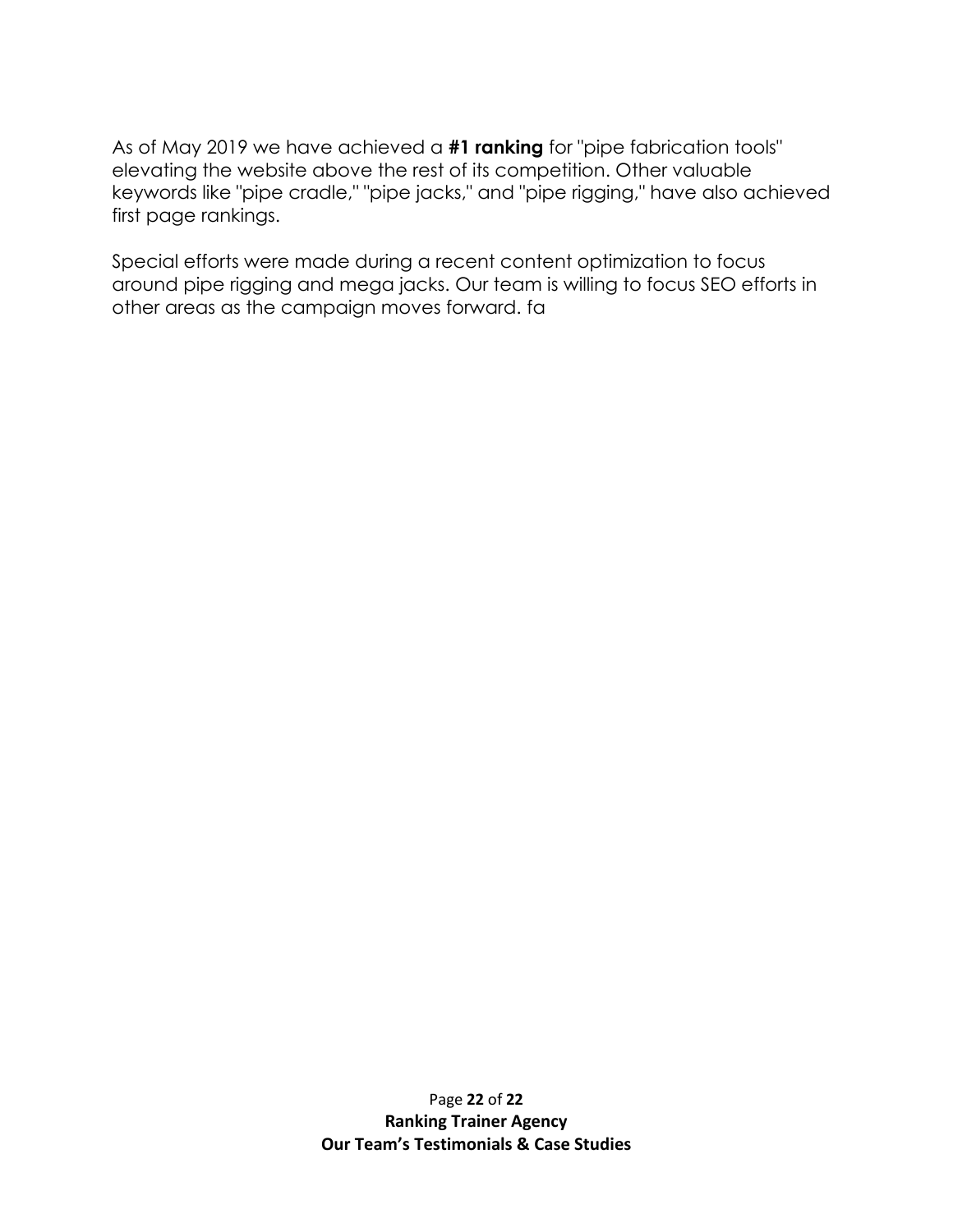As of May 2019 we have achieved a **#1 ranking** for "pipe fabrication tools" elevating the website above the rest of its competition. Other valuable keywords like "pipe cradle," "pipe jacks," and "pipe rigging," have also achieved first page rankings.

Special efforts were made during a recent content optimization to focus around pipe rigging and mega jacks. Our team is willing to focus SEO efforts in other areas as the campaign moves forward. fa